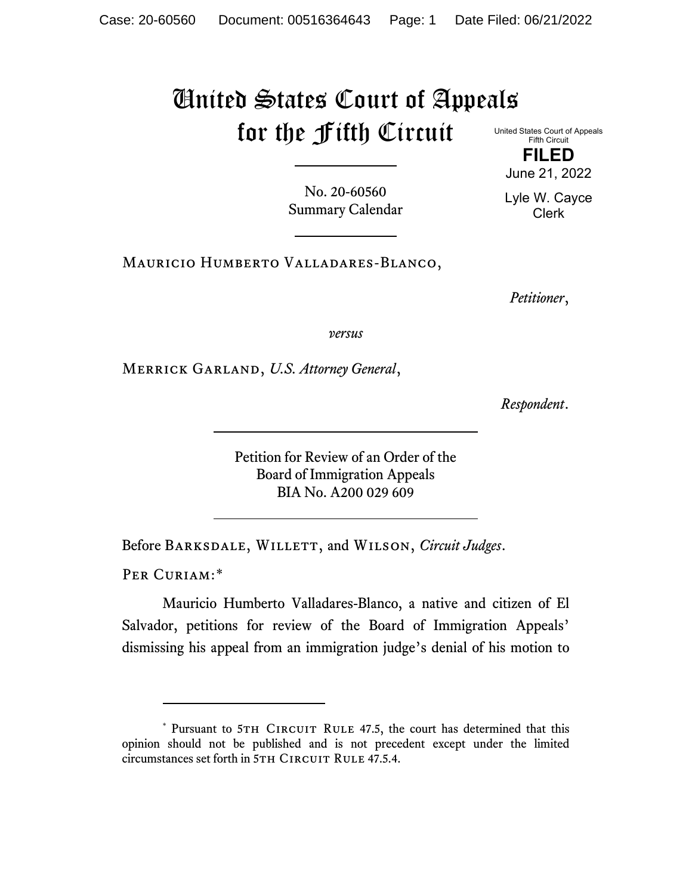# United States Court of Appeals for the Fifth Circuit

United States Court of Appeals
Fifth Circuit

**FILED**

June 21, 2022

Lyle W. Cayce
Clerk

No. 20-60560
Summary Calendar

Mauricio Humberto Valladares-Blanco,

*Petitioner*,

*versus*

Merrick Garland, *U.S. Attorney General*,

*Respondent*.

Petition for Review of an Order of the
Board of Immigration Appeals
BIA No. A200 029 609

Before Barksdale, Willett, and Wilson, *Circuit Judges*.

Per Curiam:*

Mauricio Humberto Valladares-Blanco, a native and citizen of El Salvador, petitions for review of the Board of Immigration Appeals' dismissing his appeal from an immigration judge's denial of his motion to

---

* Pursuant to 5th Circuit Rule 47.5, the court has determined that this opinion should not be published and is not precedent except under the limited circumstances set forth in 5th Circuit Rule 47.5.4.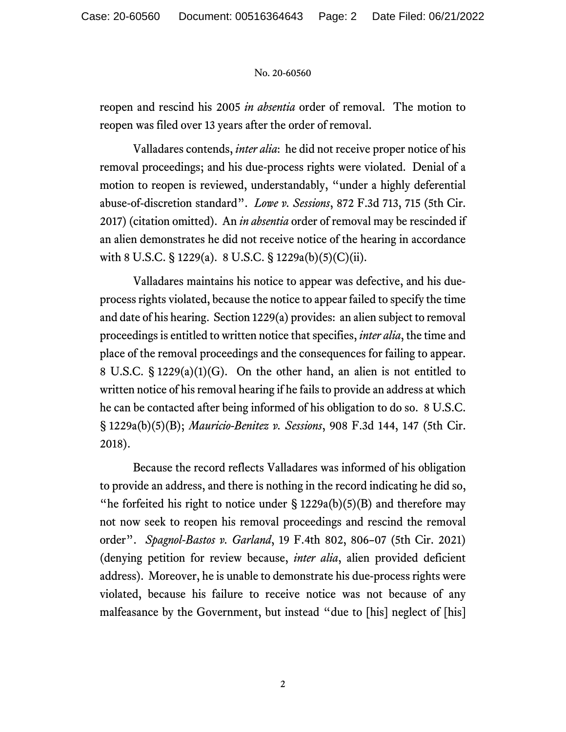reopen and rescind his 2005 *in absentia* order of removal. The motion to reopen was filed over 13 years after the order of removal.

Valladares contends, *inter alia*: he did not receive proper notice of his removal proceedings; and his due-process rights were violated. Denial of a motion to reopen is reviewed, understandably, "under a highly deferential abuse-of-discretion standard". *Lowe v. Sessions*, 872 F.3d 713, 715 (5th Cir. 2017) (citation omitted). An *in absentia* order of removal may be rescinded if an alien demonstrates he did not receive notice of the hearing in accordance with 8 U.S.C. § 1229(a). 8 U.S.C. § 1229a(b)(5)(C)(ii).

Valladares maintains his notice to appear was defective, and his due-process rights violated, because the notice to appear failed to specify the time and date of his hearing. Section 1229(a) provides: an alien subject to removal proceedings is entitled to written notice that specifies, *inter alia*, the time and place of the removal proceedings and the consequences for failing to appear. 8 U.S.C. § 1229(a)(1)(G). On the other hand, an alien is not entitled to written notice of his removal hearing if he fails to provide an address at which he can be contacted after being informed of his obligation to do so. 8 U.S.C. § 1229a(b)(5)(B); *Mauricio-Benitez v. Sessions*, 908 F.3d 144, 147 (5th Cir. 2018).

Because the record reflects Valladares was informed of his obligation to provide an address, and there is nothing in the record indicating he did so, "he forfeited his right to notice under § 1229a(b)(5)(B) and therefore may not now seek to reopen his removal proceedings and rescind the removal order". *Spagnol-Bastos v. Garland*, 19 F.4th 802, 806–07 (5th Cir. 2021) (denying petition for review because, *inter alia*, alien provided deficient address). Moreover, he is unable to demonstrate his due-process rights were violated, because his failure to receive notice was not because of any malfeasance by the Government, but instead "due to [his] neglect of [his]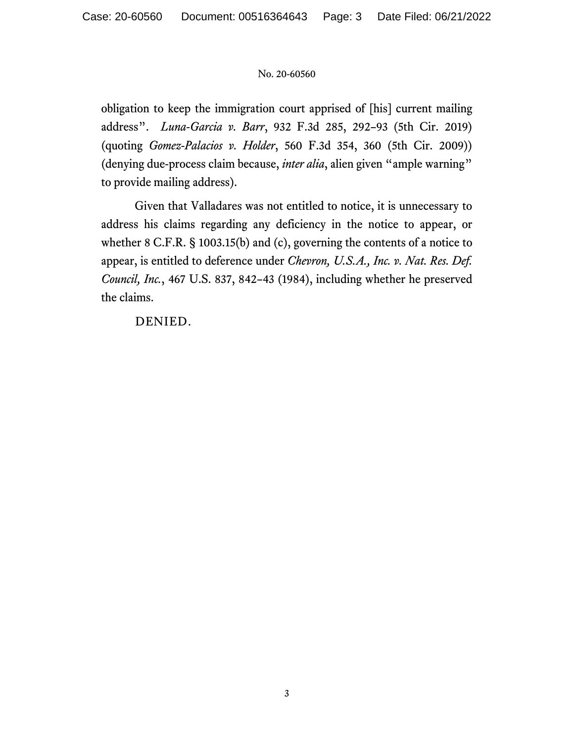obligation to keep the immigration court apprised of [his] current mailing address". *Luna-Garcia v. Barr*, 932 F.3d 285, 292–93 (5th Cir. 2019) (quoting *Gomez-Palacios v. Holder*, 560 F.3d 354, 360 (5th Cir. 2009)) (denying due-process claim because, *inter alia*, alien given "ample warning" to provide mailing address).

Given that Valladares was not entitled to notice, it is unnecessary to address his claims regarding any deficiency in the notice to appear, or whether 8 C.F.R. § 1003.15(b) and (c), governing the contents of a notice to appear, is entitled to deference under *Chevron, U.S.A., Inc. v. Nat. Res. Def. Council, Inc.*, 467 U.S. 837, 842–43 (1984), including whether he preserved the claims.

DENIED.